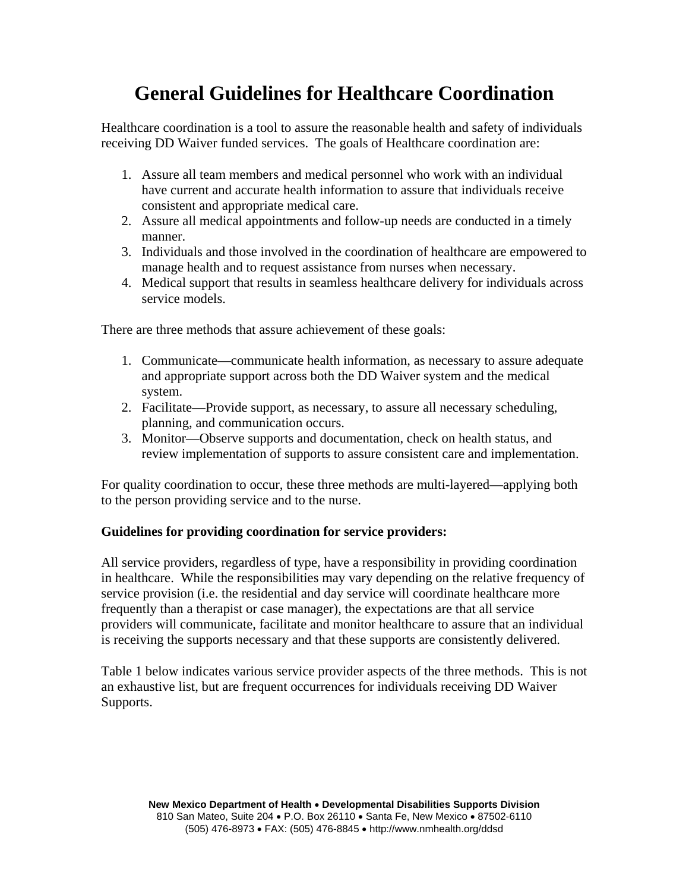# General Guidelines for Healthcare Coordination

Healthcare coordination is a tool to assure the reasonable health and safety of individuals receiving DD Waiver funded services. The goals of Healthcare coordination are:

1. Assure all team members and medical personnel who work with an individual have current and accurate health information to assure that individuals receive consistent and appropriate medical care.
2. Assure all medical appointments and follow-up needs are conducted in a timely manner.
3. Individuals and those involved in the coordination of healthcare are empowered to manage health and to request assistance from nurses when necessary.
4. Medical support that results in seamless healthcare delivery for individuals across service models.

There are three methods that assure achievement of these goals:

1. Communicate—communicate health information, as necessary to assure adequate and appropriate support across both the DD Waiver system and the medical system.
2. Facilitate—Provide support, as necessary, to assure all necessary scheduling, planning, and communication occurs.
3. Monitor—Observe supports and documentation, check on health status, and review implementation of supports to assure consistent care and implementation.

For quality coordination to occur, these three methods are multi-layered—applying both to the person providing service and to the nurse.

**Guidelines for providing coordination for service providers:**

All service providers, regardless of type, have a responsibility in providing coordination in healthcare. While the responsibilities may vary depending on the relative frequency of service provision (i.e. the residential and day service will coordinate healthcare more frequently than a therapist or case manager), the expectations are that all service providers will communicate, facilitate and monitor healthcare to assure that an individual is receiving the supports necessary and that these supports are consistently delivered.

Table 1 below indicates various service provider aspects of the three methods. This is not an exhaustive list, but are frequent occurrences for individuals receiving DD Waiver Supports.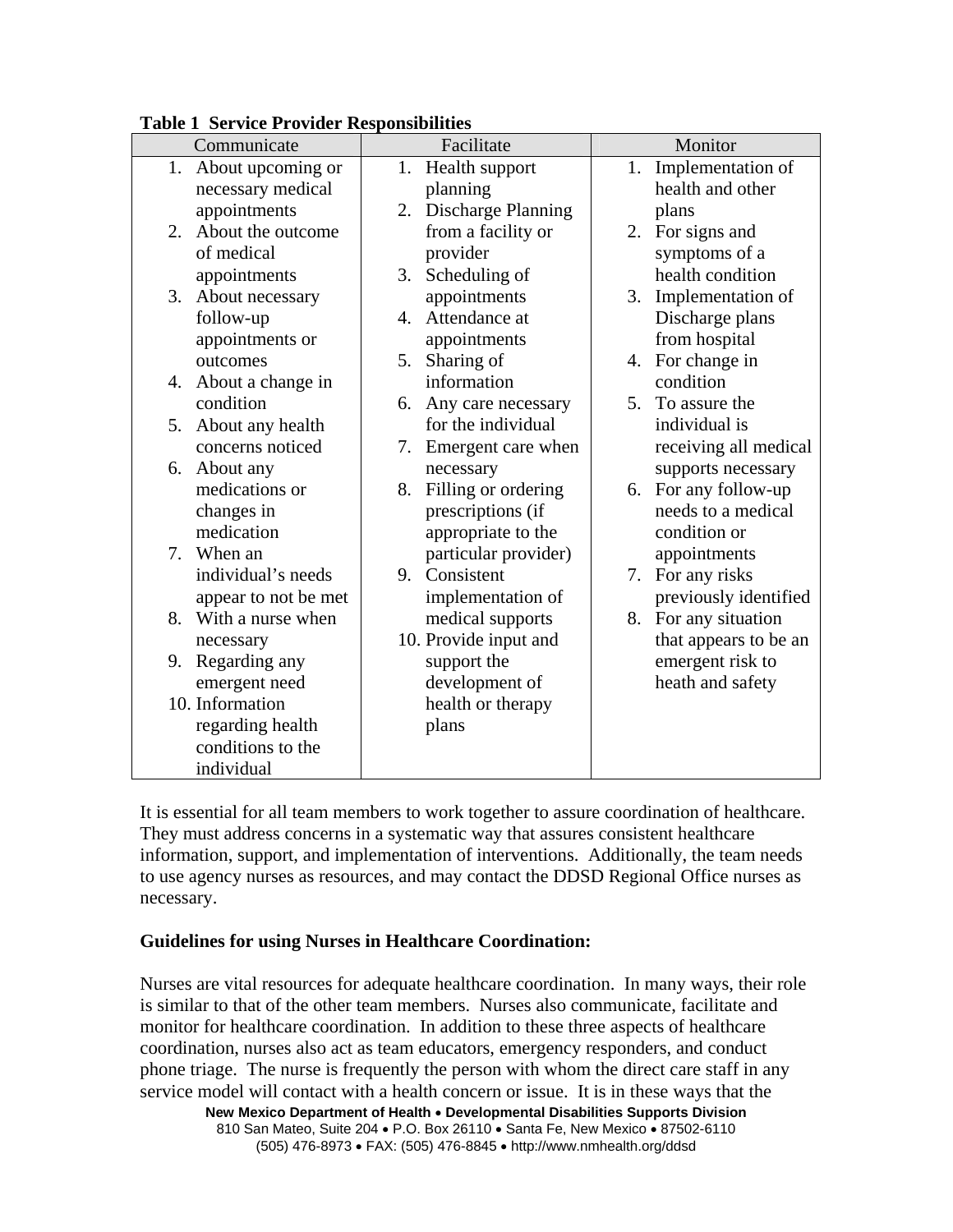**Table 1 Service Provider Responsibilities**

| Communicate | Facilitate | Monitor |
|---|---|---|
| 1. About upcoming or necessary medical appointments<br>2. About the outcome of medical appointments<br>3. About necessary follow-up appointments or outcomes<br>4. About a change in condition<br>5. About any health concerns noticed<br>6. About any medications or changes in medication<br>7. When an individual's needs appear to not be met<br>8. With a nurse when necessary<br>9. Regarding any emergent need<br>10. Information regarding health conditions to the individual | 1. Health support planning<br>2. Discharge Planning from a facility or provider<br>3. Scheduling of appointments<br>4. Attendance at appointments<br>5. Sharing of information<br>6. Any care necessary for the individual<br>7. Emergent care when necessary<br>8. Filling or ordering prescriptions (if appropriate to the particular provider)<br>9. Consistent implementation of medical supports<br>10. Provide input and support the development of health or therapy plans | 1. Implementation of health and other plans<br>2. For signs and symptoms of a health condition<br>3. Implementation of Discharge plans from hospital<br>4. For change in condition<br>5. To assure the individual is receiving all medical supports necessary<br>6. For any follow-up needs to a medical condition or appointments<br>7. For any risks previously identified<br>8. For any situation that appears to be an emergent risk to heath and safety |

It is essential for all team members to work together to assure coordination of healthcare. They must address concerns in a systematic way that assures consistent healthcare information, support, and implementation of interventions. Additionally, the team needs to use agency nurses as resources, and may contact the DDSD Regional Office nurses as necessary.

**Guidelines for using Nurses in Healthcare Coordination:**

Nurses are vital resources for adequate healthcare coordination. In many ways, their role is similar to that of the other team members. Nurses also communicate, facilitate and monitor for healthcare coordination. In addition to these three aspects of healthcare coordination, nurses also act as team educators, emergency responders, and conduct phone triage. The nurse is frequently the person with whom the direct care staff in any service model will contact with a health concern or issue. It is in these ways that the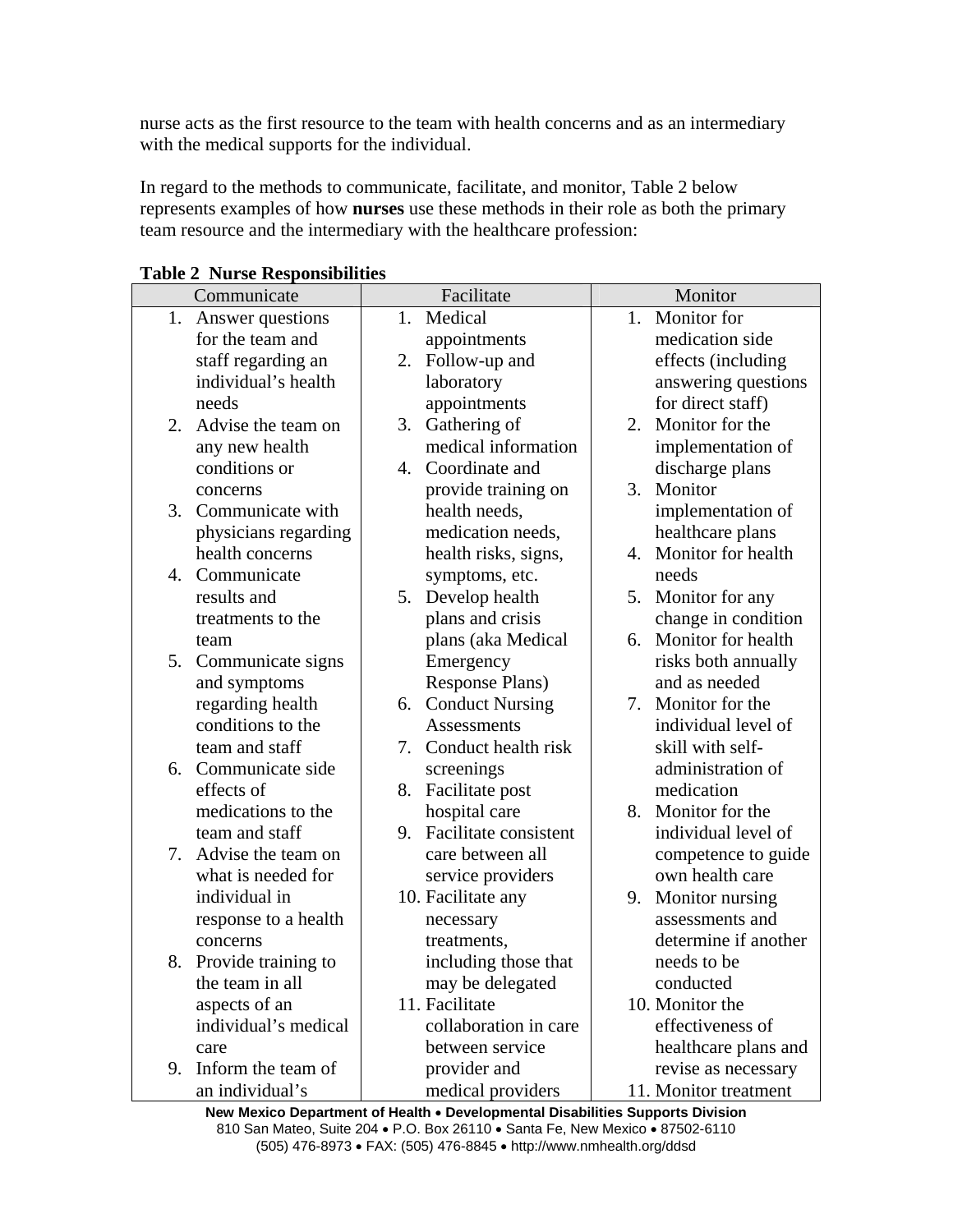nurse acts as the first resource to the team with health concerns and as an intermediary with the medical supports for the individual.

In regard to the methods to communicate, facilitate, and monitor, Table 2 below represents examples of how **nurses** use these methods in their role as both the primary team resource and the intermediary with the healthcare profession:

**Table 2 Nurse Responsibilities**

| Communicate | Facilitate | Monitor |
|---|---|---|
| 1. Answer questions for the team and staff regarding an individual's health needs | 1. Medical appointments | 1. Monitor for medication side effects (including answering questions for direct staff) |
| 2. Advise the team on any new health conditions or concerns | 2. Follow-up and laboratory appointments | 2. Monitor for the implementation of discharge plans |
| 3. Communicate with physicians regarding health concerns | 3. Gathering of medical information | 3. Monitor implementation of healthcare plans |
| 4. Communicate results and treatments to the team | 4. Coordinate and provide training on health needs, medication needs, health risks, signs, symptoms, etc. | 4. Monitor for health needs |
| 5. Communicate signs and symptoms regarding health conditions to the team and staff | 5. Develop health plans and crisis plans (aka Medical Emergency Response Plans) | 5. Monitor for any change in condition |
| 6. Communicate side effects of medications to the team and staff | 6. Conduct Nursing Assessments | 6. Monitor for health risks both annually and as needed |
| 7. Advise the team on what is needed for individual in response to a health concerns | 7. Conduct health risk screenings | 7. Monitor for the individual level of skill with self-administration of medication |
| 8. Provide training to the team in all aspects of an individual's medical care | 8. Facilitate post hospital care | 8. Monitor for the individual level of competence to guide own health care |
| 9. Inform the team of an individual's | 9. Facilitate consistent care between all service providers | 9. Monitor nursing assessments and determine if another needs to be conducted |
| | 10. Facilitate any necessary treatments, including those that may be delegated | 10. Monitor the effectiveness of healthcare plans and revise as necessary |
| | 11. Facilitate collaboration in care between service provider and medical providers | 11. Monitor treatment |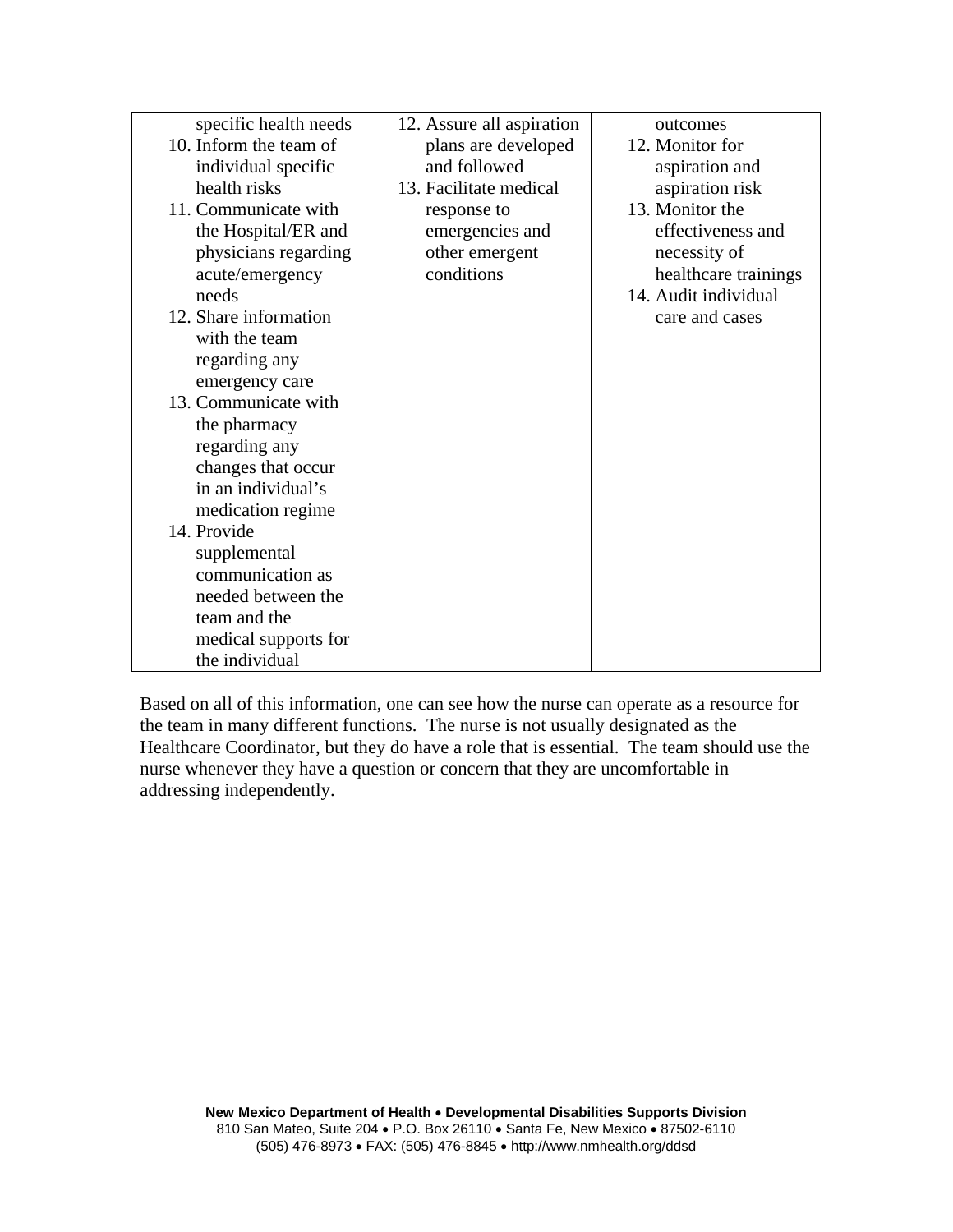| | | |
|---|---|---|
| specific health needs<br>10. Inform the team of individual specific health risks<br>11. Communicate with the Hospital/ER and physicians regarding acute/emergency needs<br>12. Share information with the team regarding any emergency care<br>13. Communicate with the pharmacy regarding any changes that occur in an individual's medication regime<br>14. Provide supplemental communication as needed between the team and the medical supports for the individual | 12. Assure all aspiration plans are developed and followed<br>13. Facilitate medical response to emergencies and other emergent conditions | outcomes<br>12. Monitor for aspiration and aspiration risk<br>13. Monitor the effectiveness and necessity of healthcare trainings<br>14. Audit individual care and cases |

Based on all of this information, one can see how the nurse can operate as a resource for the team in many different functions. The nurse is not usually designated as the Healthcare Coordinator, but they do have a role that is essential. The team should use the nurse whenever they have a question or concern that they are uncomfortable in addressing independently.